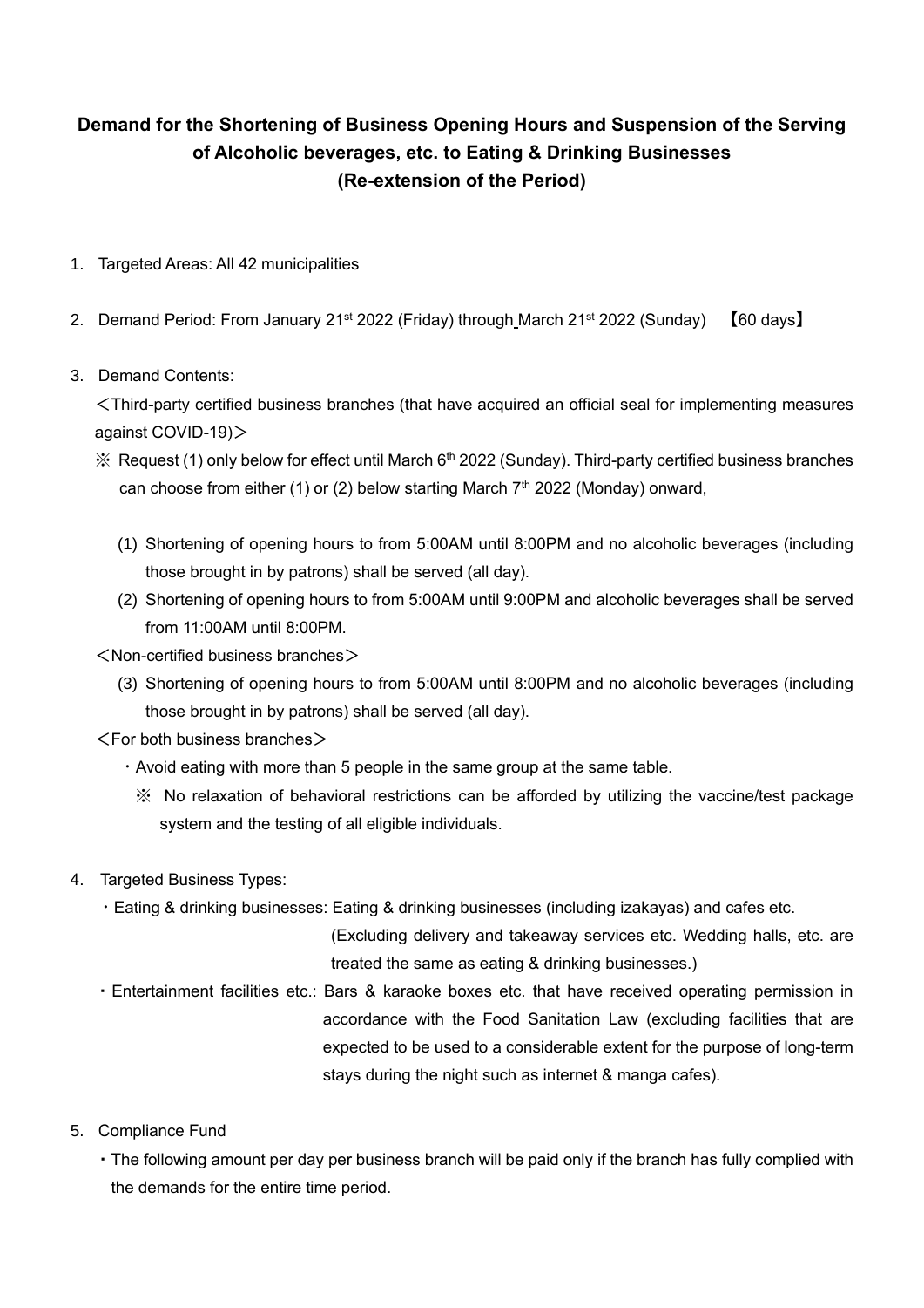# Demand for the Shortening of Business Opening Hours and Suspension of the Serving of Alcoholic beverages, etc. to Eating & Drinking Businesses (Re-extension of the Period)

1. Targeted Areas: All 42 municipalities

2. Demand Period: From January 21st 2022 (Friday) through March 21st 2022 (Sunday) 【60 days】

3. Demand Contents:

＜Third-party certified business branches (that have acquired an official seal for implementing measures against COVID-19)＞

※ Request (1) only below for effect until March 6th 2022 (Sunday). Third-party certified business branches can choose from either (1) or (2) below starting March 7th 2022 (Monday) onward,

(1) Shortening of opening hours to from 5:00AM until 8:00PM and no alcoholic beverages (including those brought in by patrons) shall be served (all day).

(2) Shortening of opening hours to from 5:00AM until 9:00PM and alcoholic beverages shall be served from 11:00AM until 8:00PM.

＜Non-certified business branches＞

(3) Shortening of opening hours to from 5:00AM until 8:00PM and no alcoholic beverages (including those brought in by patrons) shall be served (all day).

＜For both business branches＞

・Avoid eating with more than 5 people in the same group at the same table.

※ No relaxation of behavioral restrictions can be afforded by utilizing the vaccine/test package system and the testing of all eligible individuals.

4. Targeted Business Types:

・Eating & drinking businesses: Eating & drinking businesses (including izakayas) and cafes etc. (Excluding delivery and takeaway services etc. Wedding halls, etc. are treated the same as eating & drinking businesses.)

・Entertainment facilities etc.: Bars & karaoke boxes etc. that have received operating permission in accordance with the Food Sanitation Law (excluding facilities that are expected to be used to a considerable extent for the purpose of long-term stays during the night such as internet & manga cafes).

5. Compliance Fund

・The following amount per day per business branch will be paid only if the branch has fully complied with the demands for the entire time period.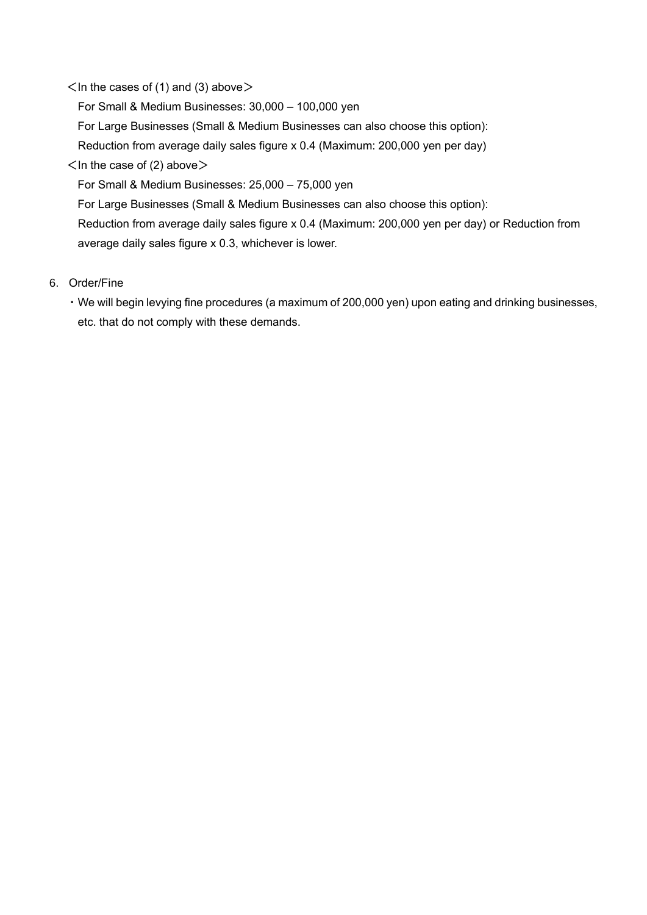＜In the cases of (1) and (3) above＞

For Small & Medium Businesses: 30,000 – 100,000 yen

For Large Businesses (Small & Medium Businesses can also choose this option):

Reduction from average daily sales figure x 0.4 (Maximum: 200,000 yen per day)

＜In the case of (2) above＞

For Small & Medium Businesses: 25,000 – 75,000 yen

For Large Businesses (Small & Medium Businesses can also choose this option):

Reduction from average daily sales figure x 0.4 (Maximum: 200,000 yen per day) or Reduction from average daily sales figure x 0.3, whichever is lower.

6. Order/Fine

・We will begin levying fine procedures (a maximum of 200,000 yen) upon eating and drinking businesses, etc. that do not comply with these demands.